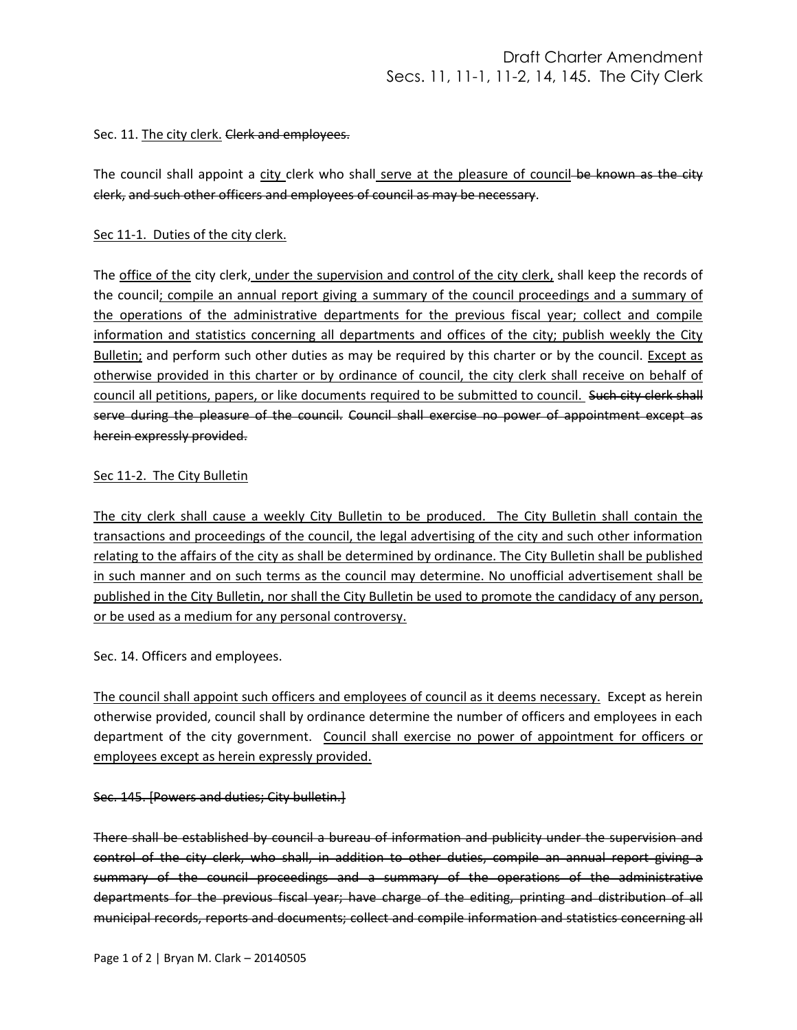# Draft Charter Amendment
## Secs. 11, 11-1, 11-2, 14, 145. The City Clerk

Sec. 11. <u>The city clerk.</u> ~~Clerk and employees.~~

The council shall appoint a <u>city</u> clerk who shall<u> serve at the pleasure of council</u>~~ be known as the city clerk, and such other officers and employees of council as may be necessary~~.

<u>Sec 11-1. Duties of the city clerk.</u>

The <u>office of the</u> city clerk,<u> under the supervision and control of the city clerk,</u> shall keep the records of the council<u>; compile an annual report giving a summary of the council proceedings and a summary of the operations of the administrative departments for the previous fiscal year; collect and compile information and statistics concerning all departments and offices of the city; publish weekly the City Bulletin;</u> and perform such other duties as may be required by this charter or by the council. <u>Except as otherwise provided in this charter or by ordinance of council, the city clerk shall receive on behalf of council all petitions, papers, or like documents required to be submitted to council.</u> ~~Such city clerk shall serve during the pleasure of the council.~~ ~~Council shall exercise no power of appointment except as herein expressly provided.~~

<u>Sec 11-2. The City Bulletin</u>

<u>The city clerk shall cause a weekly City Bulletin to be produced. The City Bulletin shall contain the transactions and proceedings of the council, the legal advertising of the city and such other information relating to the affairs of the city as shall be determined by ordinance. The City Bulletin shall be published in such manner and on such terms as the council may determine. No unofficial advertisement shall be published in the City Bulletin, nor shall the City Bulletin be used to promote the candidacy of any person, or be used as a medium for any personal controversy.</u>

Sec. 14. Officers and employees.

<u>The council shall appoint such officers and employees of council as it deems necessary.</u> Except as herein otherwise provided, council shall by ordinance determine the number of officers and employees in each department of the city government. <u>Council shall exercise no power of appointment for officers or employees except as herein expressly provided.</u>

~~Sec. 145. [Powers and duties; City bulletin.]~~

~~There shall be established by council a bureau of information and publicity under the supervision and control of the city clerk, who shall, in addition to other duties, compile an annual report giving a summary of the council proceedings and a summary of the operations of the administrative departments for the previous fiscal year; have charge of the editing, printing and distribution of all municipal records, reports and documents; collect and compile information and statistics concerning all~~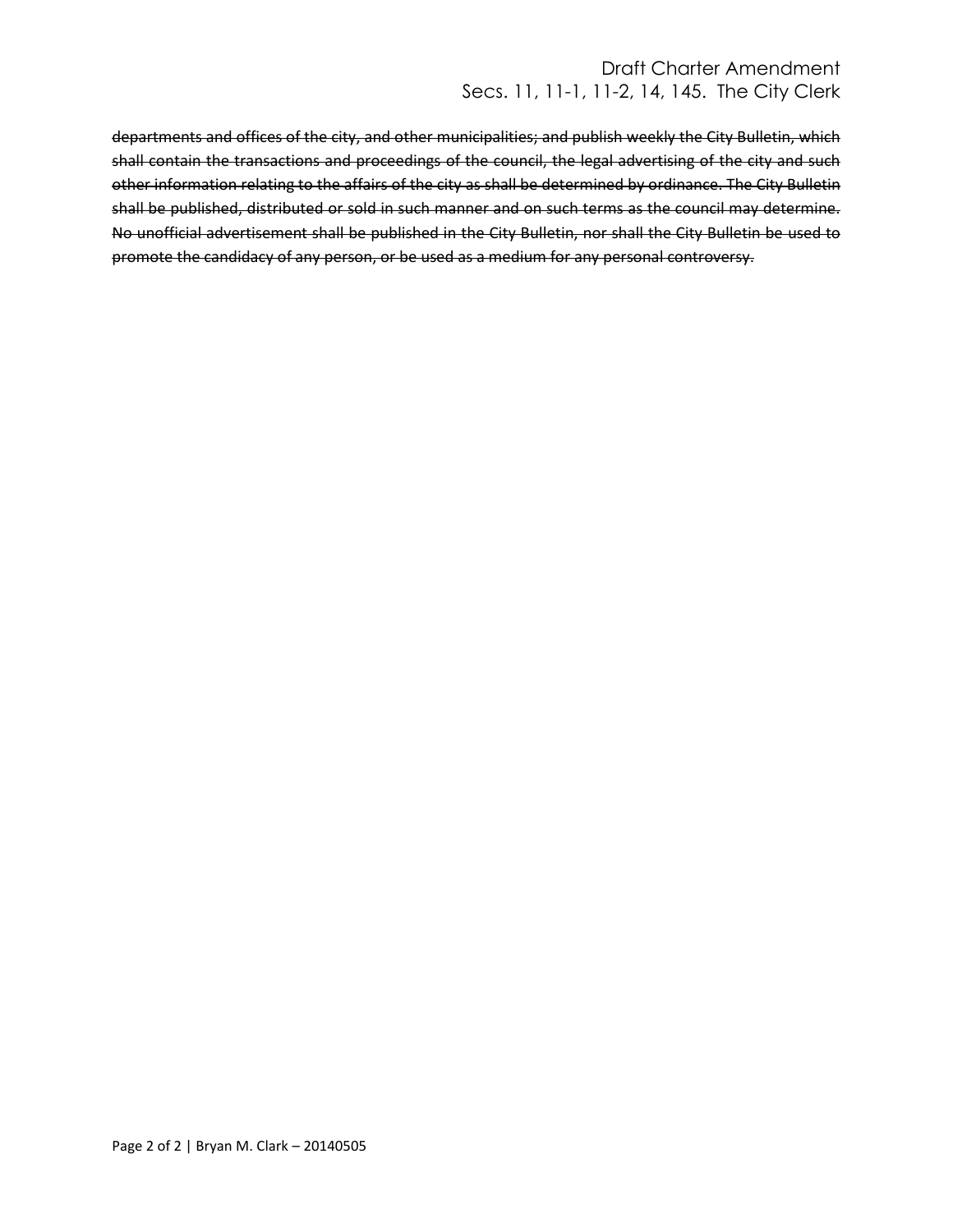~~departments and offices of the city, and other municipalities; and publish weekly the City Bulletin, which shall contain the transactions and proceedings of the council, the legal advertising of the city and such other information relating to the affairs of the city as shall be determined by ordinance. The City Bulletin shall be published, distributed or sold in such manner and on such terms as the council may determine. No unofficial advertisement shall be published in the City Bulletin, nor shall the City Bulletin be used to promote the candidacy of any person, or be used as a medium for any personal controversy.~~